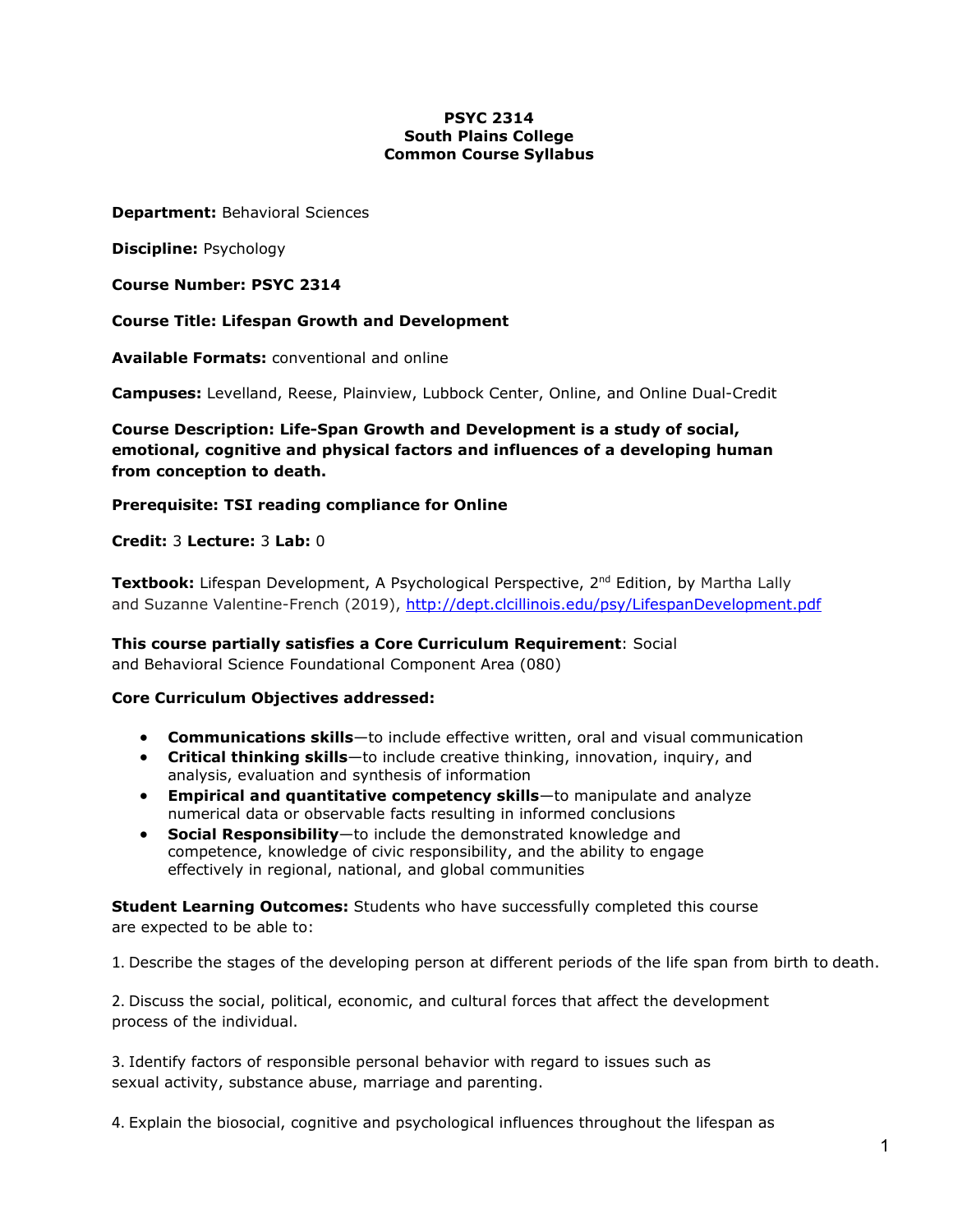**PSYC 2314**
**South Plains College**
**Common Course Syllabus**

**Department:** Behavioral Sciences

**Discipline:** Psychology

**Course Number: PSYC 2314**

**Course Title: Lifespan Growth and Development**

**Available Formats:** conventional and online

**Campuses:** Levelland, Reese, Plainview, Lubbock Center, Online, and Online Dual-Credit

**Course Description: Life-Span Growth and Development is a study of social, emotional, cognitive and physical factors and influences of a developing human from conception to death.**

**Prerequisite: TSI reading compliance for Online**

**Credit:** 3 **Lecture:** 3 **Lab:** 0

**Textbook:** Lifespan Development, A Psychological Perspective, 2nd Edition, by Martha Lally and Suzanne Valentine-French (2019), http://dept.clcillinois.edu/psy/LifespanDevelopment.pdf

**This course partially satisfies a Core Curriculum Requirement**: Social and Behavioral Science Foundational Component Area (080)

**Core Curriculum Objectives addressed:**

- **Communications skills**—to include effective written, oral and visual communication
- **Critical thinking skills**—to include creative thinking, innovation, inquiry, and analysis, evaluation and synthesis of information
- **Empirical and quantitative competency skills**—to manipulate and analyze numerical data or observable facts resulting in informed conclusions
- **Social Responsibility**—to include the demonstrated knowledge and competence, knowledge of civic responsibility, and the ability to engage effectively in regional, national, and global communities

**Student Learning Outcomes:** Students who have successfully completed this course are expected to be able to:

1. Describe the stages of the developing person at different periods of the life span from birth to death.

2. Discuss the social, political, economic, and cultural forces that affect the development process of the individual.

3. Identify factors of responsible personal behavior with regard to issues such as sexual activity, substance abuse, marriage and parenting.

4. Explain the biosocial, cognitive and psychological influences throughout the lifespan as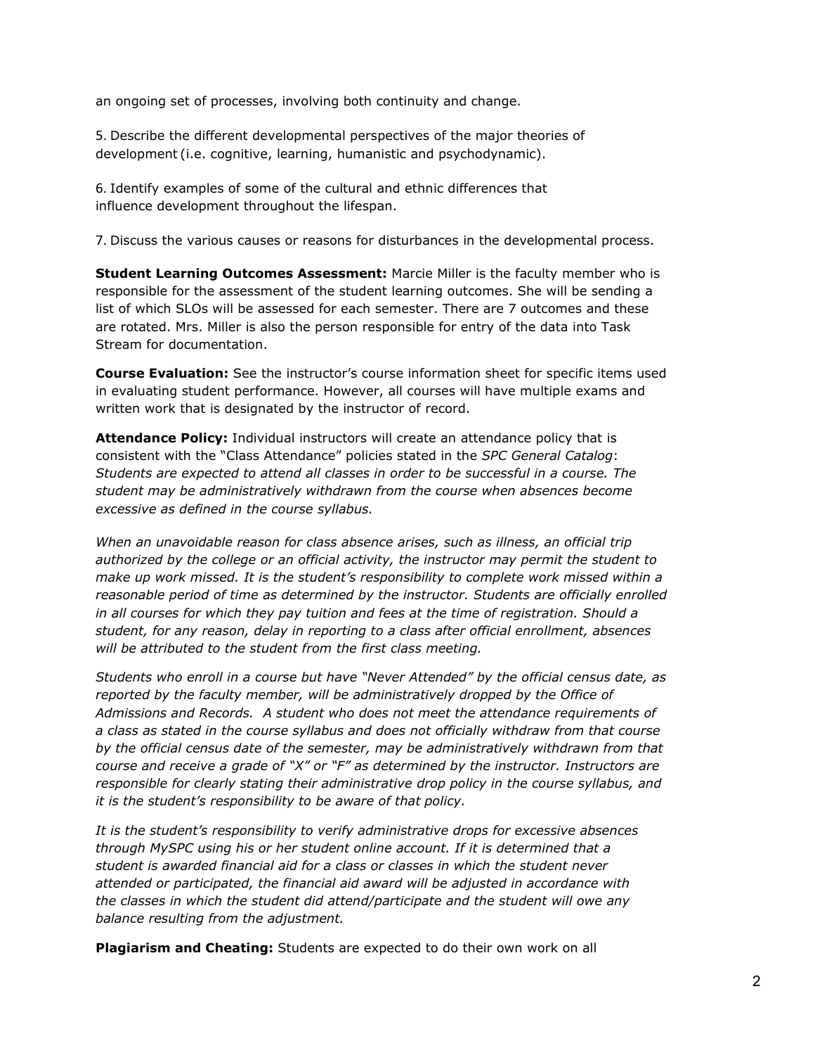an ongoing set of processes, involving both continuity and change.

5. Describe the different developmental perspectives of the major theories of development (i.e. cognitive, learning, humanistic and psychodynamic).

6. Identify examples of some of the cultural and ethnic differences that influence development throughout the lifespan.

7. Discuss the various causes or reasons for disturbances in the developmental process.

**Student Learning Outcomes Assessment:** Marcie Miller is the faculty member who is responsible for the assessment of the student learning outcomes. She will be sending a list of which SLOs will be assessed for each semester. There are 7 outcomes and these are rotated. Mrs. Miller is also the person responsible for entry of the data into Task Stream for documentation.

**Course Evaluation:** See the instructor's course information sheet for specific items used in evaluating student performance. However, all courses will have multiple exams and written work that is designated by the instructor of record.

**Attendance Policy:** Individual instructors will create an attendance policy that is consistent with the "Class Attendance" policies stated in the *SPC General Catalog*: *Students are expected to attend all classes in order to be successful in a course. The student may be administratively withdrawn from the course when absences become excessive as defined in the course syllabus.*

*When an unavoidable reason for class absence arises, such as illness, an official trip authorized by the college or an official activity, the instructor may permit the student to make up work missed. It is the student's responsibility to complete work missed within a reasonable period of time as determined by the instructor. Students are officially enrolled in all courses for which they pay tuition and fees at the time of registration. Should a student, for any reason, delay in reporting to a class after official enrollment, absences will be attributed to the student from the first class meeting.*

*Students who enroll in a course but have "Never Attended" by the official census date, as reported by the faculty member, will be administratively dropped by the Office of Admissions and Records. A student who does not meet the attendance requirements of a class as stated in the course syllabus and does not officially withdraw from that course by the official census date of the semester, may be administratively withdrawn from that course and receive a grade of "X" or "F" as determined by the instructor. Instructors are responsible for clearly stating their administrative drop policy in the course syllabus, and it is the student's responsibility to be aware of that policy.*

*It is the student's responsibility to verify administrative drops for excessive absences through MySPC using his or her student online account. If it is determined that a student is awarded financial aid for a class or classes in which the student never attended or participated, the financial aid award will be adjusted in accordance with the classes in which the student did attend/participate and the student will owe any balance resulting from the adjustment.*

**Plagiarism and Cheating:** Students are expected to do their own work on all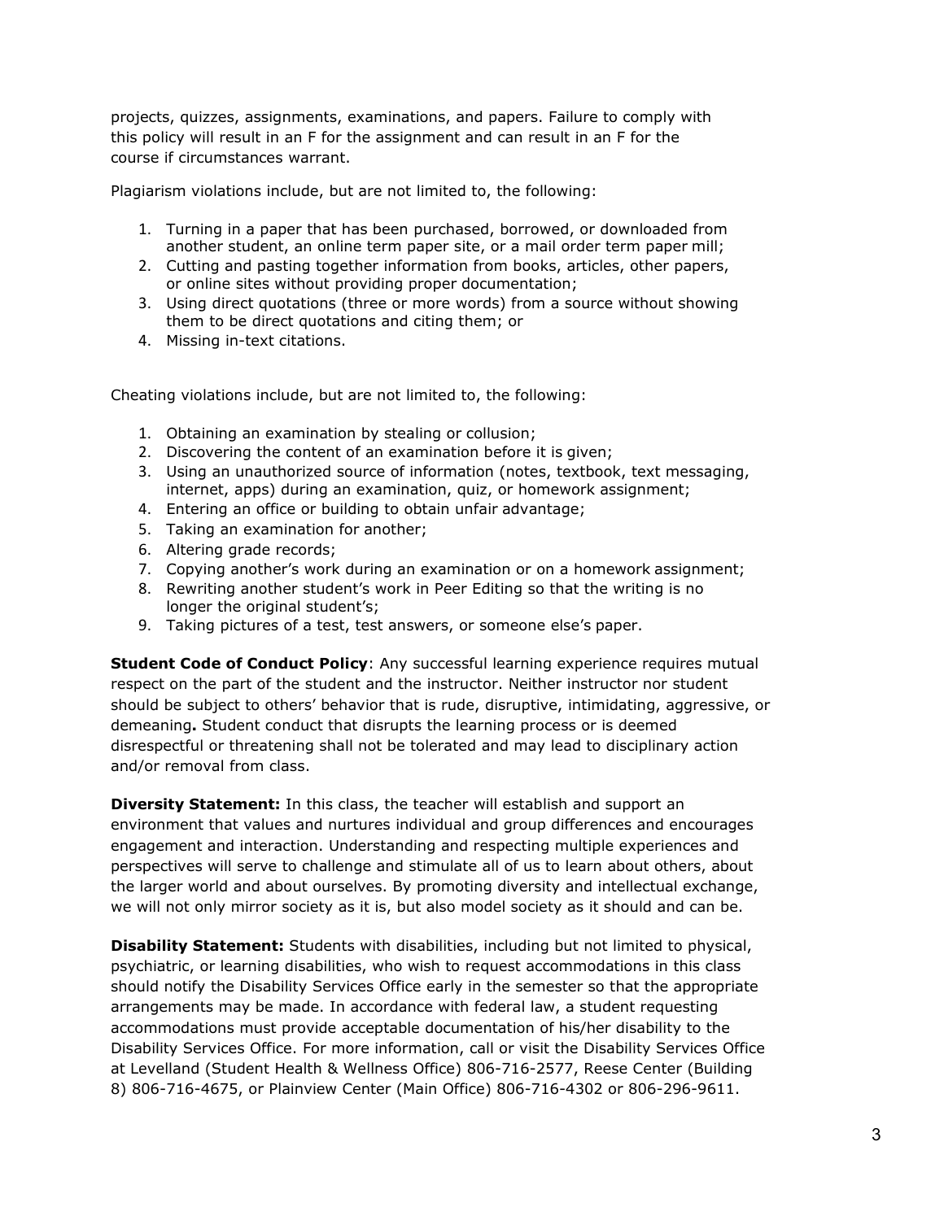projects, quizzes, assignments, examinations, and papers. Failure to comply with this policy will result in an F for the assignment and can result in an F for the course if circumstances warrant.

Plagiarism violations include, but are not limited to, the following:

1. Turning in a paper that has been purchased, borrowed, or downloaded from another student, an online term paper site, or a mail order term paper mill;
2. Cutting and pasting together information from books, articles, other papers, or online sites without providing proper documentation;
3. Using direct quotations (three or more words) from a source without showing them to be direct quotations and citing them; or
4. Missing in-text citations.

Cheating violations include, but are not limited to, the following:

1. Obtaining an examination by stealing or collusion;
2. Discovering the content of an examination before it is given;
3. Using an unauthorized source of information (notes, textbook, text messaging, internet, apps) during an examination, quiz, or homework assignment;
4. Entering an office or building to obtain unfair advantage;
5. Taking an examination for another;
6. Altering grade records;
7. Copying another's work during an examination or on a homework assignment;
8. Rewriting another student's work in Peer Editing so that the writing is no longer the original student's;
9. Taking pictures of a test, test answers, or someone else's paper.

**Student Code of Conduct Policy**: Any successful learning experience requires mutual respect on the part of the student and the instructor. Neither instructor nor student should be subject to others' behavior that is rude, disruptive, intimidating, aggressive, or demeaning**.** Student conduct that disrupts the learning process or is deemed disrespectful or threatening shall not be tolerated and may lead to disciplinary action and/or removal from class.

**Diversity Statement:** In this class, the teacher will establish and support an environment that values and nurtures individual and group differences and encourages engagement and interaction. Understanding and respecting multiple experiences and perspectives will serve to challenge and stimulate all of us to learn about others, about the larger world and about ourselves. By promoting diversity and intellectual exchange, we will not only mirror society as it is, but also model society as it should and can be.

**Disability Statement:** Students with disabilities, including but not limited to physical, psychiatric, or learning disabilities, who wish to request accommodations in this class should notify the Disability Services Office early in the semester so that the appropriate arrangements may be made. In accordance with federal law, a student requesting accommodations must provide acceptable documentation of his/her disability to the Disability Services Office. For more information, call or visit the Disability Services Office at Levelland (Student Health & Wellness Office) 806-716-2577, Reese Center (Building 8) 806-716-4675, or Plainview Center (Main Office) 806-716-4302 or 806-296-9611.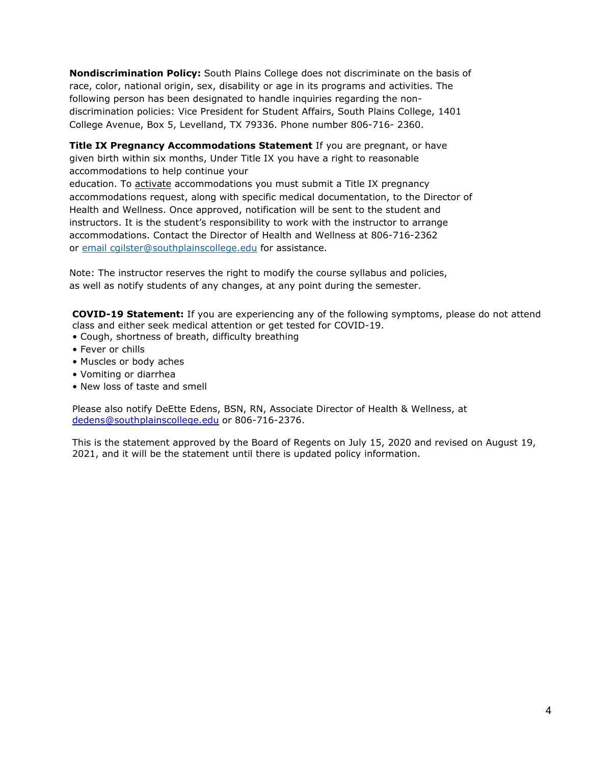**Nondiscrimination Policy:** South Plains College does not discriminate on the basis of race, color, national origin, sex, disability or age in its programs and activities. The following person has been designated to handle inquiries regarding the non-discrimination policies: Vice President for Student Affairs, South Plains College, 1401 College Avenue, Box 5, Levelland, TX 79336. Phone number 806-716- 2360.

**Title IX Pregnancy Accommodations Statement** If you are pregnant, or have given birth within six months, Under Title IX you have a right to reasonable accommodations to help continue your education. To activate accommodations you must submit a Title IX pregnancy accommodations request, along with specific medical documentation, to the Director of Health and Wellness. Once approved, notification will be sent to the student and instructors. It is the student's responsibility to work with the instructor to arrange accommodations. Contact the Director of Health and Wellness at 806-716-2362 or email cgilster@southplainscollege.edu for assistance.

Note: The instructor reserves the right to modify the course syllabus and policies, as well as notify students of any changes, at any point during the semester.

**COVID-19 Statement:** If you are experiencing any of the following symptoms, please do not attend class and either seek medical attention or get tested for COVID-19.

- Cough, shortness of breath, difficulty breathing
- Fever or chills
- Muscles or body aches
- Vomiting or diarrhea
- New loss of taste and smell

Please also notify DeEtte Edens, BSN, RN, Associate Director of Health & Wellness, at dedens@southplainscollege.edu or 806-716-2376.

This is the statement approved by the Board of Regents on July 15, 2020 and revised on August 19, 2021, and it will be the statement until there is updated policy information.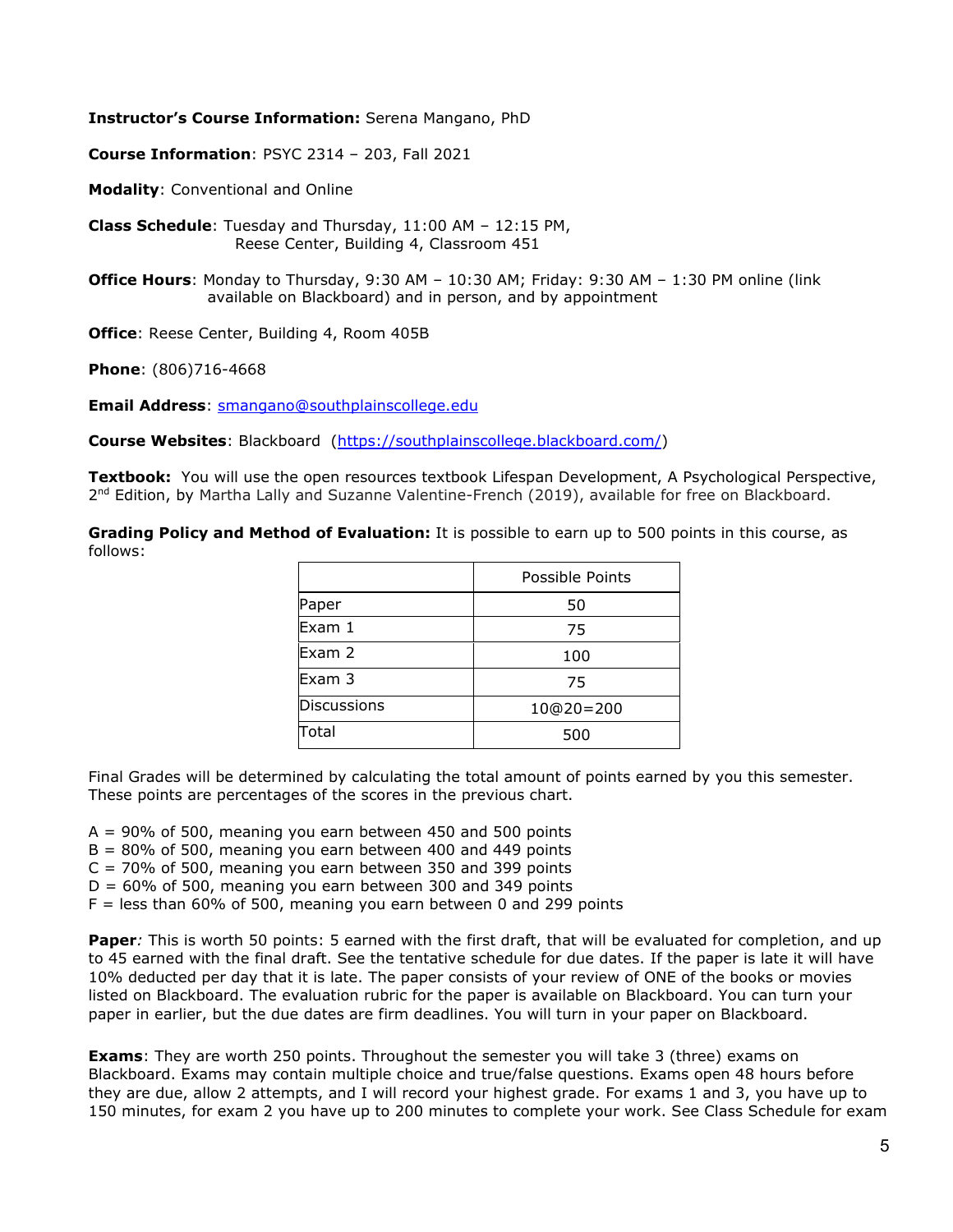**Instructor's Course Information:** Serena Mangano, PhD

**Course Information**: PSYC 2314 – 203, Fall 2021

**Modality**: Conventional and Online

**Class Schedule**: Tuesday and Thursday, 11:00 AM – 12:15 PM, Reese Center, Building 4, Classroom 451

**Office Hours**: Monday to Thursday, 9:30 AM – 10:30 AM; Friday: 9:30 AM – 1:30 PM online (link available on Blackboard) and in person, and by appointment

**Office**: Reese Center, Building 4, Room 405B

**Phone**: (806)716-4668

**Email Address**: smangano@southplainscollege.edu

**Course Websites**: Blackboard (https://southplainscollege.blackboard.com/)

**Textbook:** You will use the open resources textbook Lifespan Development, A Psychological Perspective, 2nd Edition, by Martha Lally and Suzanne Valentine-French (2019), available for free on Blackboard.

**Grading Policy and Method of Evaluation:** It is possible to earn up to 500 points in this course, as follows:

| | Possible Points |
|---|---|
| Paper | 50 |
| Exam 1 | 75 |
| Exam 2 | 100 |
| Exam 3 | 75 |
| Discussions | 10@20=200 |
| Total | 500 |

Final Grades will be determined by calculating the total amount of points earned by you this semester. These points are percentages of the scores in the previous chart.

A = 90% of 500, meaning you earn between 450 and 500 points
B = 80% of 500, meaning you earn between 400 and 449 points
C = 70% of 500, meaning you earn between 350 and 399 points
D = 60% of 500, meaning you earn between 300 and 349 points
F = less than 60% of 500, meaning you earn between 0 and 299 points

**Paper***:* This is worth 50 points: 5 earned with the first draft, that will be evaluated for completion, and up to 45 earned with the final draft. See the tentative schedule for due dates. If the paper is late it will have 10% deducted per day that it is late. The paper consists of your review of ONE of the books or movies listed on Blackboard. The evaluation rubric for the paper is available on Blackboard. You can turn your paper in earlier, but the due dates are firm deadlines. You will turn in your paper on Blackboard.

**Exams**: They are worth 250 points. Throughout the semester you will take 3 (three) exams on Blackboard. Exams may contain multiple choice and true/false questions. Exams open 48 hours before they are due, allow 2 attempts, and I will record your highest grade. For exams 1 and 3, you have up to 150 minutes, for exam 2 you have up to 200 minutes to complete your work. See Class Schedule for exam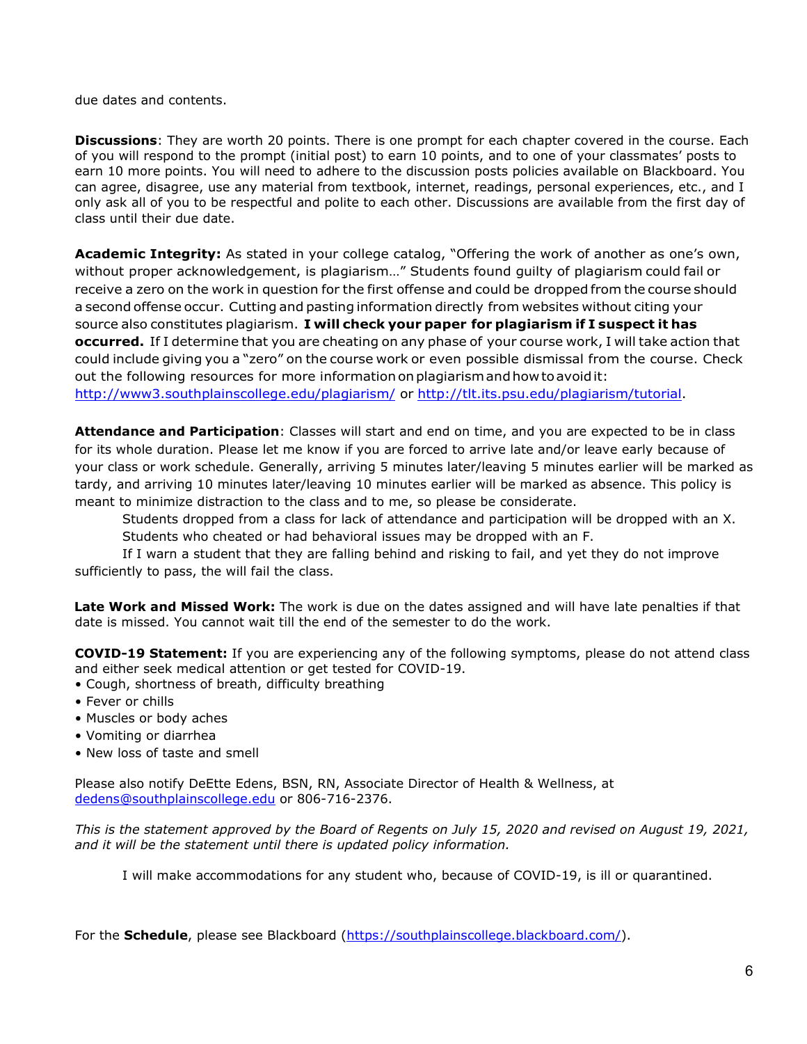due dates and contents.

**Discussions**: They are worth 20 points. There is one prompt for each chapter covered in the course. Each of you will respond to the prompt (initial post) to earn 10 points, and to one of your classmates' posts to earn 10 more points. You will need to adhere to the discussion posts policies available on Blackboard. You can agree, disagree, use any material from textbook, internet, readings, personal experiences, etc., and I only ask all of you to be respectful and polite to each other. Discussions are available from the first day of class until their due date.

**Academic Integrity:** As stated in your college catalog, "Offering the work of another as one's own, without proper acknowledgement, is plagiarism…" Students found guilty of plagiarism could fail or receive a zero on the work in question for the first offense and could be dropped from the course should a second offense occur. Cutting and pasting information directly from websites without citing your source also constitutes plagiarism. **I will check your paper for plagiarism if I suspect it has occurred.** If I determine that you are cheating on any phase of your course work, I will take action that could include giving you a "zero" on the course work or even possible dismissal from the course. Check out the following resources for more information on plagiarism and how to avoid it: [http://www3.southplainscollege.edu/plagiarism/](http://www3.southplainscollege.edu/plagiarism/) or [http://tlt.its.psu.edu/plagiarism/tutorial](http://tlt.its.psu.edu/plagiarism/tutorial).

**Attendance and Participation**: Classes will start and end on time, and you are expected to be in class for its whole duration. Please let me know if you are forced to arrive late and/or leave early because of your class or work schedule. Generally, arriving 5 minutes later/leaving 5 minutes earlier will be marked as tardy, and arriving 10 minutes later/leaving 10 minutes earlier will be marked as absence. This policy is meant to minimize distraction to the class and to me, so please be considerate.

Students dropped from a class for lack of attendance and participation will be dropped with an X. Students who cheated or had behavioral issues may be dropped with an F.

If I warn a student that they are falling behind and risking to fail, and yet they do not improve sufficiently to pass, the will fail the class.

**Late Work and Missed Work:** The work is due on the dates assigned and will have late penalties if that date is missed. You cannot wait till the end of the semester to do the work.

**COVID-19 Statement:** If you are experiencing any of the following symptoms, please do not attend class and either seek medical attention or get tested for COVID-19.

- Cough, shortness of breath, difficulty breathing
- Fever or chills
- Muscles or body aches
- Vomiting or diarrhea
- New loss of taste and smell

Please also notify DeEtte Edens, BSN, RN, Associate Director of Health & Wellness, at [dedens@southplainscollege.edu](mailto:dedens@southplainscollege.edu) or 806-716-2376.

*This is the statement approved by the Board of Regents on July 15, 2020 and revised on August 19, 2021, and it will be the statement until there is updated policy information.*

I will make accommodations for any student who, because of COVID-19, is ill or quarantined.

For the **Schedule**, please see Blackboard ([https://southplainscollege.blackboard.com/](https://southplainscollege.blackboard.com/)).